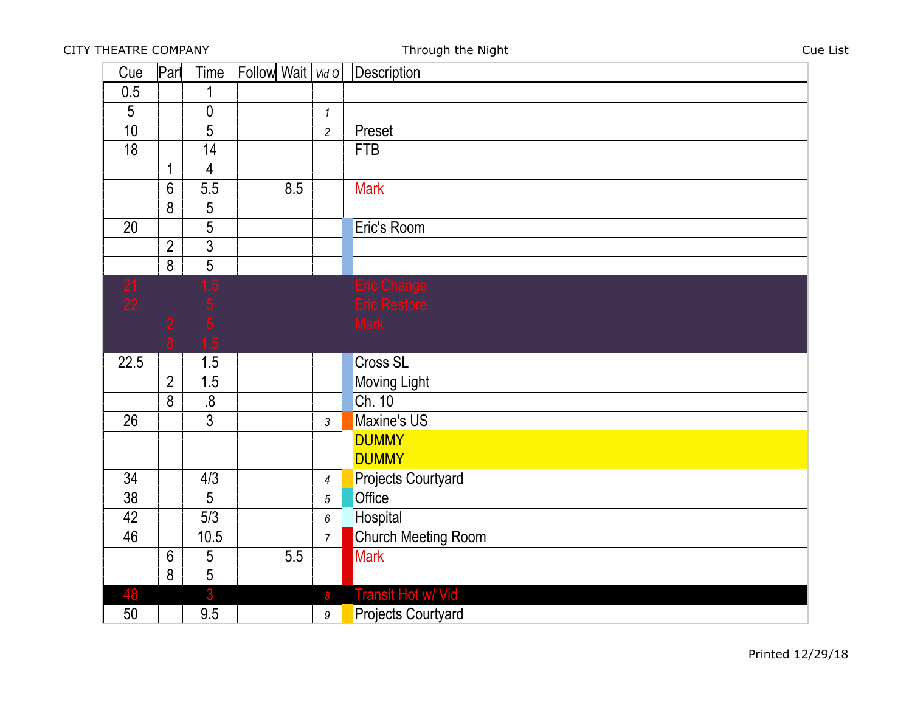CITY THEATRE COMPANY — Through the Night — Cue List

| Cue | Part | Time | Follow | Wait | Vid Q | | Description |
|---|---|---|---|---|---|---|---|
| 0.5 | | 1 | | | | | |
| 5 | | 0 | | | 1 | | |
| 10 | | 5 | | | 2 | | Preset |
| 18 | | 14 | | | | | FTB |
| | 1 | 4 | | | | | |
| | 6 | 5.5 | | 8.5 | | | Mark |
| | 8 | 5 | | | | | |
| 20 | | 5 | | | | | Eric's Room |
| | 2 | 3 | | | | | |
| | 8 | 5 | | | | | |
| 21 | | 1.5 | | | | | Eric Change |
| 22 | | 5 | | | | | Eric Restore |
| | 2 | 5 | | | | | Mark |
| | 8 | 1.5 | | | | | |
| 22.5 | | 1.5 | | | | | Cross SL |
| | 2 | 1.5 | | | | | Moving Light |
| | 8 | .8 | | | | | Ch. 10 |
| 26 | | 3 | | | 3 | | Maxine's US |
| | | | | | | | DUMMY |
| | | | | | | | DUMMY |
| 34 | | 4/3 | | | 4 | | Projects Courtyard |
| 38 | | 5 | | | 5 | | Office |
| 42 | | 5/3 | | | 6 | | Hospital |
| 46 | | 10.5 | | | 7 | | Church Meeting Room |
| | 6 | 5 | | 5.5 | | | Mark |
| | 8 | 5 | | | | | |
| 48 | | 3 | | | 8 | | Transit Hot w/ Vid |
| 50 | | 9.5 | | | 9 | | Projects Courtyard |

Printed 12/29/18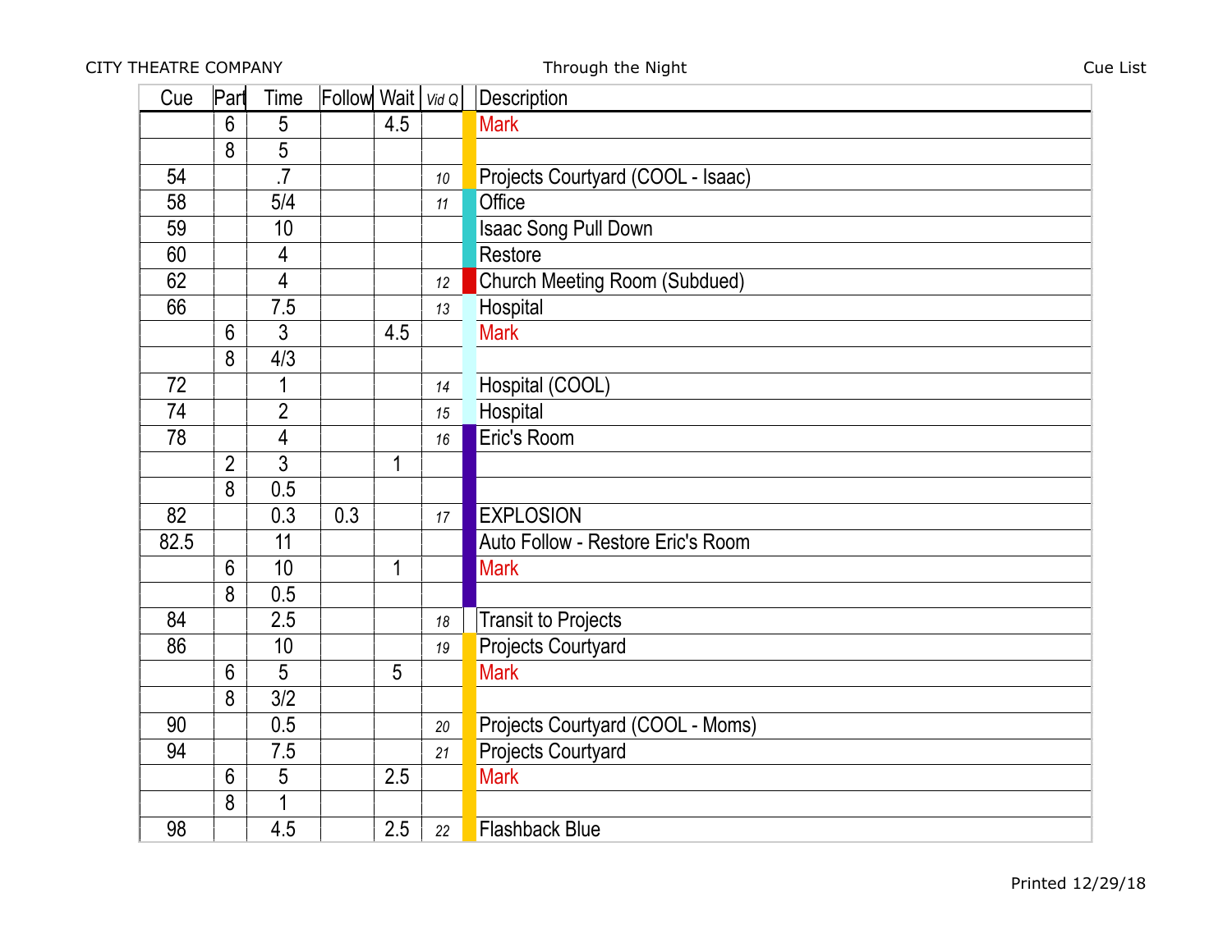CITY THEATRE COMPANY — Through the Night — Cue List

| Cue | Part | Time | Follow | Wait | Vid Q | Description |
|---|---|---|---|---|---|---|
| | 6 | 5 | | 4.5 | | Mark |
| | 8 | 5 | | | | |
| 54 | | .7 | | | 10 | Projects Courtyard (COOL - Isaac) |
| 58 | | 5/4 | | | 11 | Office |
| 59 | | 10 | | | | Isaac Song Pull Down |
| 60 | | 4 | | | | Restore |
| 62 | | 4 | | | 12 | Church Meeting Room (Subdued) |
| 66 | | 7.5 | | | 13 | Hospital |
| | 6 | 3 | | 4.5 | | Mark |
| | 8 | 4/3 | | | | |
| 72 | | 1 | | | 14 | Hospital (COOL) |
| 74 | | 2 | | | 15 | Hospital |
| 78 | | 4 | | | 16 | Eric's Room |
| | 2 | 3 | | 1 | | |
| | 8 | 0.5 | | | | |
| 82 | | 0.3 | 0.3 | | 17 | EXPLOSION |
| 82.5 | | 11 | | | | Auto Follow - Restore Eric's Room |
| | 6 | 10 | | 1 | | Mark |
| | 8 | 0.5 | | | | |
| 84 | | 2.5 | | | 18 | Transit to Projects |
| 86 | | 10 | | | 19 | Projects Courtyard |
| | 6 | 5 | | 5 | | Mark |
| | 8 | 3/2 | | | | |
| 90 | | 0.5 | | | 20 | Projects Courtyard (COOL - Moms) |
| 94 | | 7.5 | | | 21 | Projects Courtyard |
| | 6 | 5 | | 2.5 | | Mark |
| | 8 | 1 | | | | |
| 98 | | 4.5 | | 2.5 | 22 | Flashback Blue |

Printed 12/29/18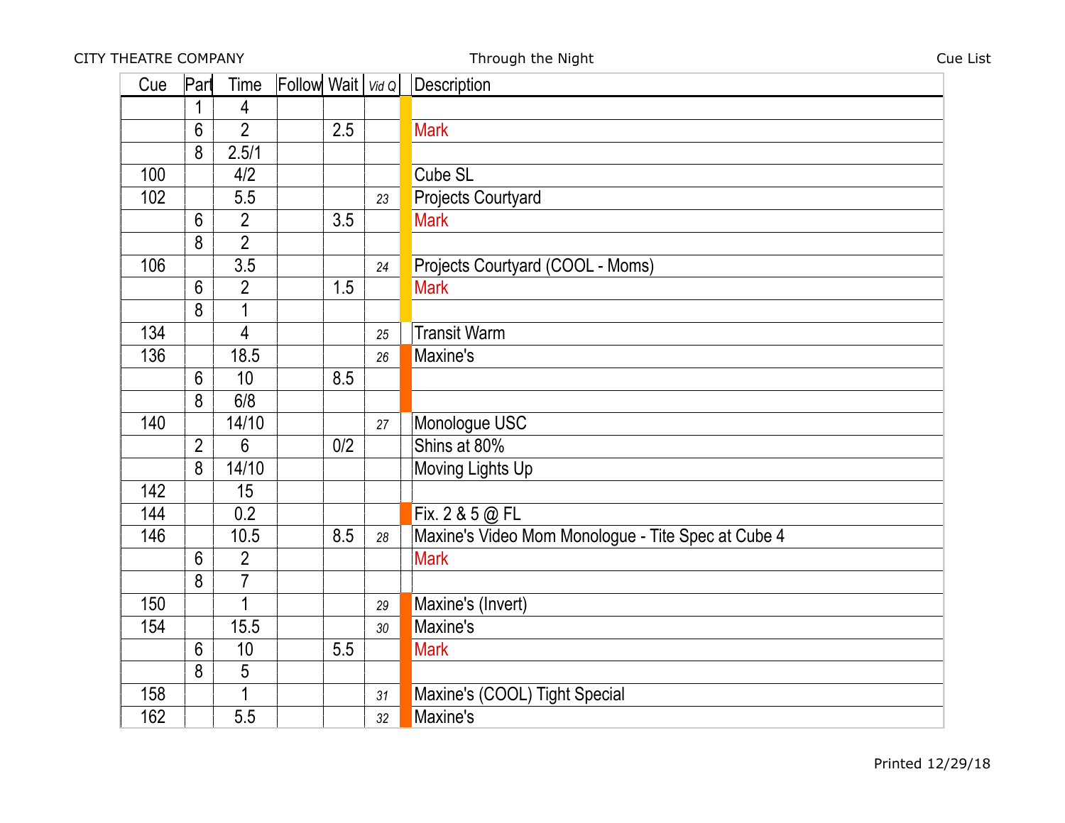CITY THEATRE COMPANY — Through the Night — Cue List

| Cue | Part | Time | Follow | Wait | Vid Q | | Description |
|---|---|---|---|---|---|---|---|
| | 1 | 4 | | | | | |
| | 6 | 2 | | 2.5 | | | Mark |
| | 8 | 2.5/1 | | | | | |
| 100 | | 4/2 | | | | | Cube SL |
| 102 | | 5.5 | | | 23 | | Projects Courtyard |
| | 6 | 2 | | 3.5 | | | Mark |
| | 8 | 2 | | | | | |
| 106 | | 3.5 | | | 24 | | Projects Courtyard (COOL - Moms) |
| | 6 | 2 | | 1.5 | | | Mark |
| | 8 | 1 | | | | | |
| 134 | | 4 | | | 25 | | Transit Warm |
| 136 | | 18.5 | | | 26 | | Maxine's |
| | 6 | 10 | | 8.5 | | | |
| | 8 | 6/8 | | | | | |
| 140 | | 14/10 | | | 27 | | Monologue USC |
| | 2 | 6 | | 0/2 | | | Shins at 80% |
| | 8 | 14/10 | | | | | Moving Lights Up |
| 142 | | 15 | | | | | |
| 144 | | 0.2 | | | | | Fix. 2 & 5 @ FL |
| 146 | | 10.5 | | 8.5 | 28 | | Maxine's Video Mom Monologue - Tite Spec at Cube 4 |
| | 6 | 2 | | | | | Mark |
| | 8 | 7 | | | | | |
| 150 | | 1 | | | 29 | | Maxine's (Invert) |
| 154 | | 15.5 | | | 30 | | Maxine's |
| | 6 | 10 | | 5.5 | | | Mark |
| | 8 | 5 | | | | | |
| 158 | | 1 | | | 31 | | Maxine's (COOL) Tight Special |
| 162 | | 5.5 | | | 32 | | Maxine's |

Printed 12/29/18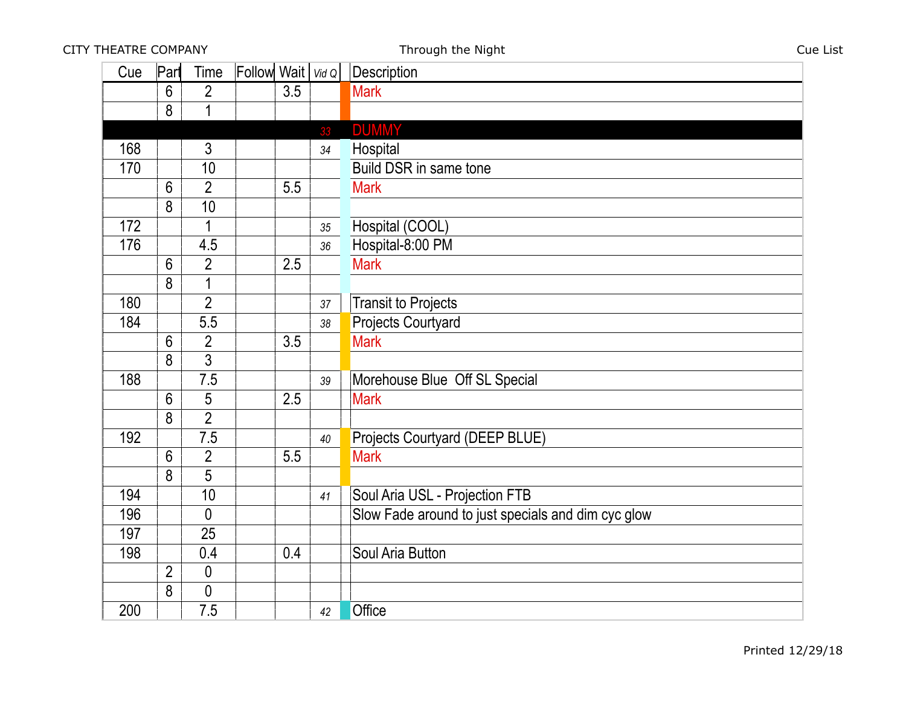| Cue | Part | Time | Follow | Wait | Vid Q | | Description |
|---|---|---|---|---|---|---|---|
| | 6 | 2 | | 3.5 | | | Mark |
| | 8 | 1 | | | | | |
| | | | | | 33 | | DUMMY |
| 168 | | 3 | | | 34 | | Hospital |
| 170 | | 10 | | | | | Build DSR in same tone |
| | 6 | 2 | | 5.5 | | | Mark |
| | 8 | 10 | | | | | |
| 172 | | 1 | | | 35 | | Hospital (COOL) |
| 176 | | 4.5 | | | 36 | | Hospital-8:00 PM |
| | 6 | 2 | | 2.5 | | | Mark |
| | 8 | 1 | | | | | |
| 180 | | 2 | | | 37 | | Transit to Projects |
| 184 | | 5.5 | | | 38 | | Projects Courtyard |
| | 6 | 2 | | 3.5 | | | Mark |
| | 8 | 3 | | | | | |
| 188 | | 7.5 | | | 39 | | Morehouse Blue Off SL Special |
| | 6 | 5 | | 2.5 | | | Mark |
| | 8 | 2 | | | | | |
| 192 | | 7.5 | | | 40 | | Projects Courtyard (DEEP BLUE) |
| | 6 | 2 | | 5.5 | | | Mark |
| | 8 | 5 | | | | | |
| 194 | | 10 | | | 41 | | Soul Aria USL - Projection FTB |
| 196 | | 0 | | | | | Slow Fade around to just specials and dim cyc glow |
| 197 | | 25 | | | | | |
| 198 | | 0.4 | | 0.4 | | | Soul Aria Button |
| | 2 | 0 | | | | | |
| | 8 | 0 | | | | | |
| 200 | | 7.5 | | | 42 | | Office |

Printed 12/29/18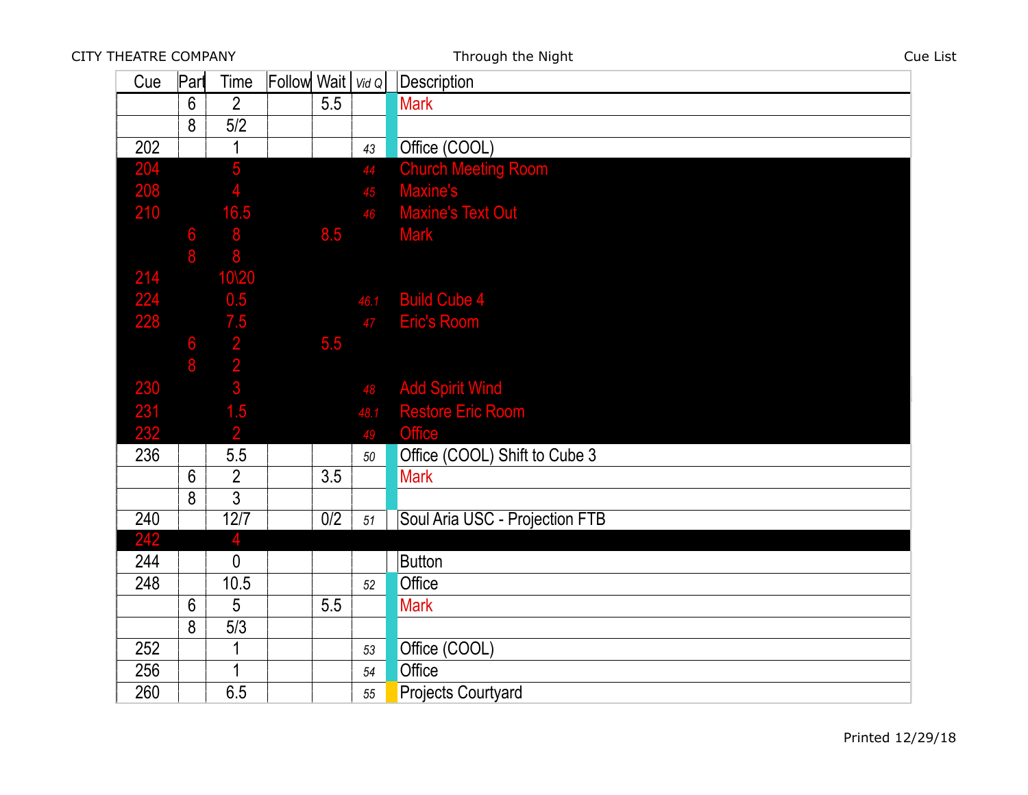CITY THEATRE COMPANY — Through the Night — Cue List

| Cue | Part | Time | Follow | Wait | Vid Q | Description |
|---|---|---|---|---|---|---|
| | 6 | 2 | | 5.5 | | Mark |
| | 8 | 5/2 | | | | |
| 202 | | 1 | | | 43 | Office (COOL) |
| 204 | | 5 | | | 44 | Church Meeting Room |
| 208 | | 4 | | | 45 | Maxine's |
| 210 | | 16.5 | | | 46 | Maxine's Text Out |
| | 6 | 8 | | 8.5 | | Mark |
| | 8 | 8 | | | | |
| 214 | | 10\20 | | | | |
| 224 | | 0.5 | | | 46.1 | Build Cube 4 |
| 228 | | 7.5 | | | 47 | Eric's Room |
| | 6 | 2 | | 5.5 | | |
| | 8 | 2 | | | | |
| 230 | | 3 | | | 48 | Add Spirit Wind |
| 231 | | 1.5 | | | 48.1 | Restore Eric Room |
| 232 | | 2 | | | 49 | Office |
| 236 | | 5.5 | | | 50 | Office (COOL) Shift to Cube 3 |
| | 6 | 2 | | 3.5 | | Mark |
| | 8 | 3 | | | | |
| 240 | | 12/7 | | 0/2 | 51 | Soul Aria USC - Projection FTB |
| 242 | | 4 | | | | |
| 244 | | 0 | | | | Button |
| 248 | | 10.5 | | | 52 | Office |
| | 6 | 5 | | 5.5 | | Mark |
| | 8 | 5/3 | | | | |
| 252 | | 1 | | | 53 | Office (COOL) |
| 256 | | 1 | | | 54 | Office |
| 260 | | 6.5 | | | 55 | Projects Courtyard |

Printed 12/29/18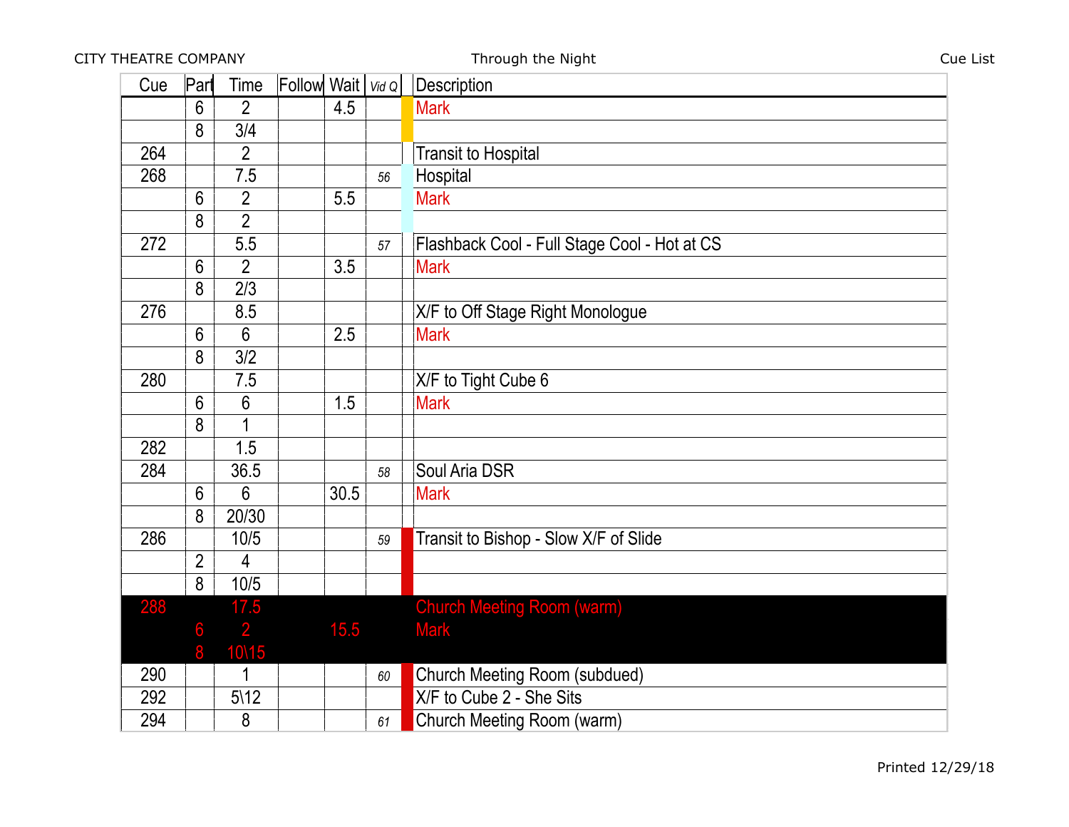CITY THEATRE COMPANY — Through the Night — Cue List

| Cue | Part | Time | Follow | Wait | Vid Q | | Description |
|---|---|---|---|---|---|---|---|
| | 6 | 2 | | 4.5 | | | Mark |
| | 8 | 3/4 | | | | | |
| 264 | | 2 | | | | | Transit to Hospital |
| 268 | | 7.5 | | | 56 | | Hospital |
| | 6 | 2 | | 5.5 | | | Mark |
| | 8 | 2 | | | | | |
| 272 | | 5.5 | | | 57 | | Flashback Cool - Full Stage Cool - Hot at CS |
| | 6 | 2 | | 3.5 | | | Mark |
| | 8 | 2/3 | | | | | |
| 276 | | 8.5 | | | | | X/F to Off Stage Right Monologue |
| | 6 | 6 | | 2.5 | | | Mark |
| | 8 | 3/2 | | | | | |
| 280 | | 7.5 | | | | | X/F to Tight Cube 6 |
| | 6 | 6 | | 1.5 | | | Mark |
| | 8 | 1 | | | | | |
| 282 | | 1.5 | | | | | |
| 284 | | 36.5 | | | 58 | | Soul Aria DSR |
| | 6 | 6 | | 30.5 | | | Mark |
| | 8 | 20/30 | | | | | |
| 286 | | 10/5 | | | 59 | | Transit to Bishop - Slow X/F of Slide |
| | 2 | 4 | | | | | |
| | 8 | 10/5 | | | | | |
| 288 | | 17.5 | | | | | Church Meeting Room (warm) |
| | 6 | 2 | | 15.5 | | | Mark |
| | 8 | 10\15 | | | | | |
| 290 | | 1 | | | 60 | | Church Meeting Room (subdued) |
| 292 | | 5\12 | | | | | X/F to Cube 2 - She Sits |
| 294 | | 8 | | | 61 | | Church Meeting Room (warm) |

Printed 12/29/18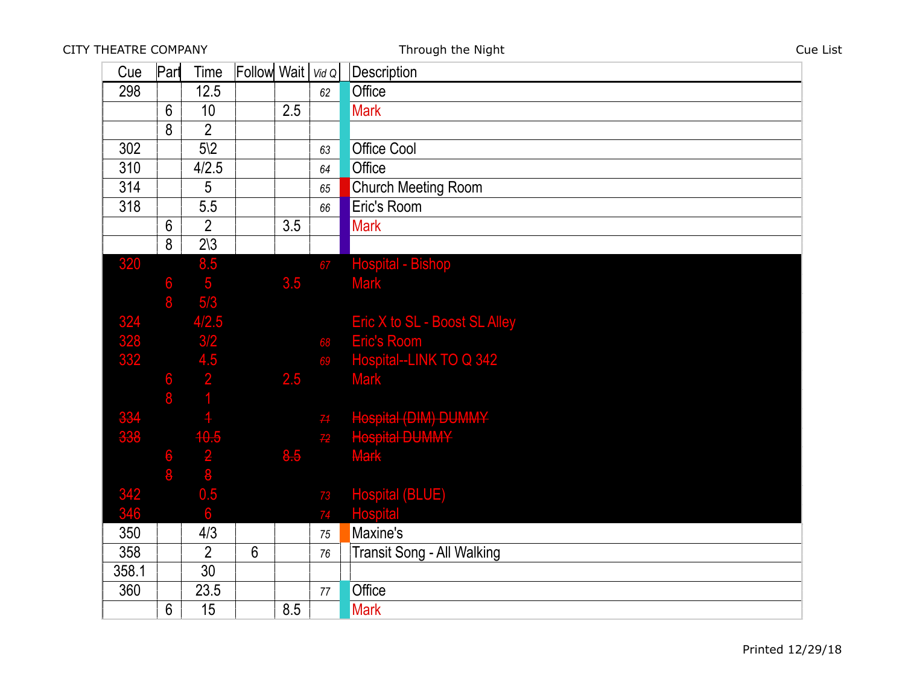CITY THEATRE COMPANY — Through the Night — Cue List

| Cue | Part | Time | Follow | Wait | Vid Q | | Description |
|---|---|---|---|---|---|---|---|
| 298 | | 12.5 | | | 62 | | Office |
| | 6 | 10 | | 2.5 | | | Mark |
| | 8 | 2 | | | | | |
| 302 | | 5\2 | | | 63 | | Office Cool |
| 310 | | 4/2.5 | | | 64 | | Office |
| 314 | | 5 | | | 65 | | Church Meeting Room |
| 318 | | 5.5 | | | 66 | | Eric's Room |
| | 6 | 2 | | 3.5 | | | Mark |
| | 8 | 2\3 | | | | | |
| 320 | | 8.5 | | | 67 | | Hospital - Bishop |
| | 6 | 5 | | 3.5 | | | Mark |
| | 8 | 5/3 | | | | | |
| 324 | | 4/2.5 | | | | | Eric X to SL - Boost SL Alley |
| 328 | | 3/2 | | | 68 | | Eric's Room |
| 332 | | 4.5 | | | 69 | | Hospital--LINK TO Q 342 |
| | 6 | 2 | | 2.5 | | | Mark |
| | 8 | 1 | | | | | |
| ~~334~~ | | ~~1~~ | | | ~~71~~ | | ~~Hospital (DIM) DUMMY~~ |
| ~~338~~ | | ~~10.5~~ | | | ~~72~~ | | ~~Hospital DUMMY~~ |
| | ~~6~~ | ~~2~~ | | ~~8.5~~ | | | ~~Mark~~ |
| | ~~8~~ | ~~8~~ | | | | | |
| 342 | | 0.5 | | | 73 | | Hospital (BLUE) |
| 346 | | 6 | | | 74 | | Hospital |
| 350 | | 4/3 | | | 75 | | Maxine's |
| 358 | | 2 | 6 | | 76 | | Transit Song - All Walking |
| 358.1 | | 30 | | | | | |
| 360 | | 23.5 | | | 77 | | Office |
| | 6 | 15 | | 8.5 | | | Mark |

Printed 12/29/18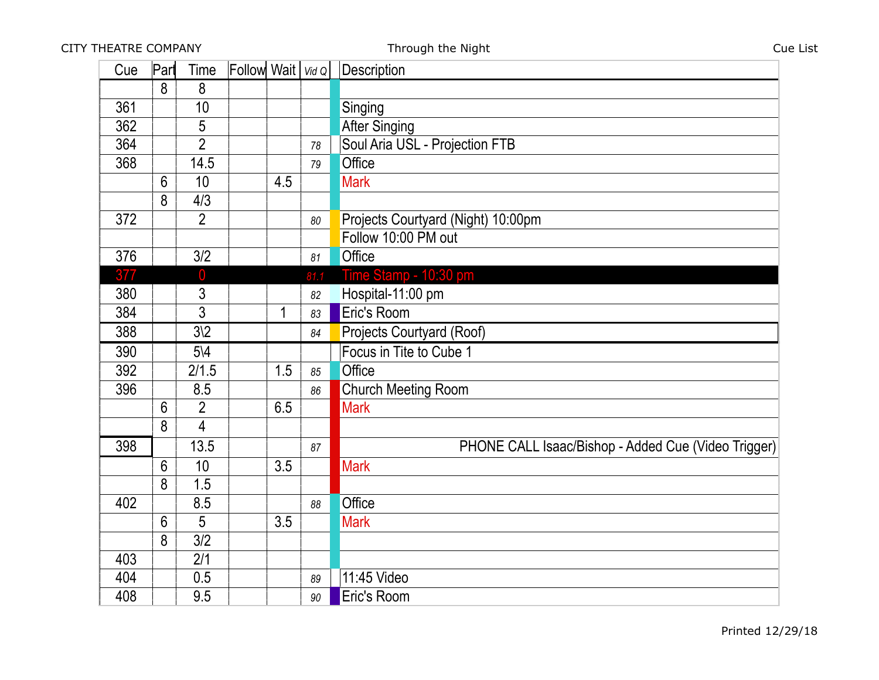CITY THEATRE COMPANY — Through the Night — Cue List

| Cue | Part | Time | Follow | Wait | Vid Q | Description |
|---|---|---|---|---|---|---|
| | 8 | 8 | | | | |
| 361 | | 10 | | | | Singing |
| 362 | | 5 | | | | After Singing |
| 364 | | 2 | | | 78 | Soul Aria USL - Projection FTB |
| 368 | | 14.5 | | | 79 | Office |
| | 6 | 10 | | 4.5 | | Mark |
| | 8 | 4/3 | | | | |
| 372 | | 2 | | | 80 | Projects Courtyard (Night) 10:00pm |
| | | | | | | Follow 10:00 PM out |
| 376 | | 3/2 | | | 81 | Office |
| 377 | | 0 | | | 81.1 | Time Stamp - 10:30 pm |
| 380 | | 3 | | | 82 | Hospital-11:00 pm |
| 384 | | 3 | | 1 | 83 | Eric's Room |
| 388 | | 3\2 | | | 84 | Projects Courtyard (Roof) |
| 390 | | 5\4 | | | | Focus in Tite to Cube 1 |
| 392 | | 2/1.5 | | 1.5 | 85 | Office |
| 396 | | 8.5 | | | 86 | Church Meeting Room |
| | 6 | 2 | | 6.5 | | Mark |
| | 8 | 4 | | | | |
| 398 | | 13.5 | | | 87 | PHONE CALL Isaac/Bishop - Added Cue (Video Trigger) |
| | 6 | 10 | | 3.5 | | Mark |
| | 8 | 1.5 | | | | |
| 402 | | 8.5 | | | 88 | Office |
| | 6 | 5 | | 3.5 | | Mark |
| | 8 | 3/2 | | | | |
| 403 | | 2/1 | | | | |
| 404 | | 0.5 | | | 89 | 11:45 Video |
| 408 | | 9.5 | | | 90 | Eric's Room |

Printed 12/29/18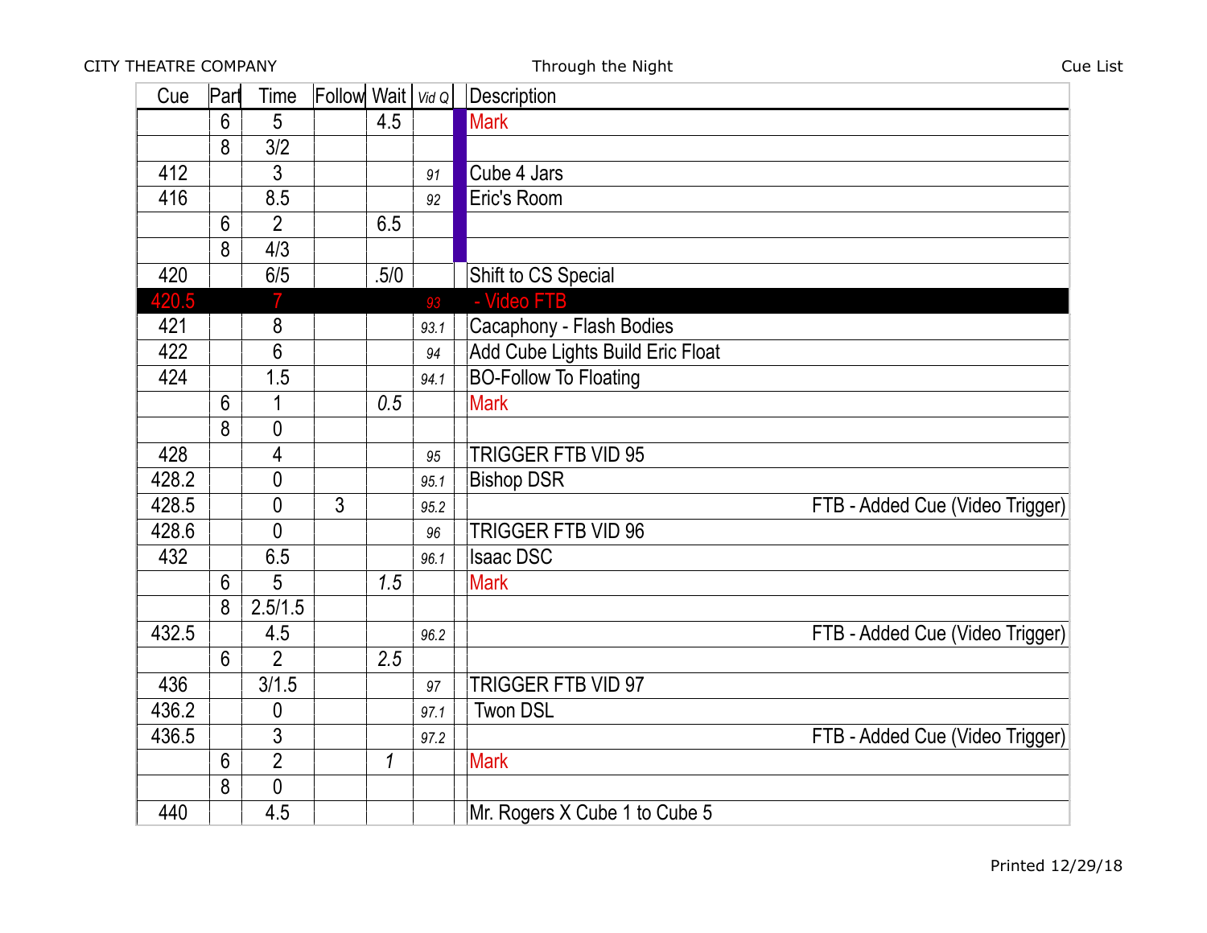CITY THEATRE COMPANY | Through the Night | Cue List

| Cue | Part | Time | Follow | Wait | Vid Q | Description |
|---|---|---|---|---|---|---|
| | 6 | 5 | | 4.5 | | Mark |
| | 8 | 3/2 | | | | |
| 412 | | 3 | | | 91 | Cube 4 Jars |
| 416 | | 8.5 | | | 92 | Eric's Room |
| | 6 | 2 | | 6.5 | | |
| | 8 | 4/3 | | | | |
| 420 | | 6/5 | | .5/0 | | Shift to CS Special |
| 420.5 | | 7 | | | 93 | - Video FTB |
| 421 | | 8 | | | 93.1 | Cacaphony - Flash Bodies |
| 422 | | 6 | | | 94 | Add Cube Lights Build Eric Float |
| 424 | | 1.5 | | | 94.1 | BO-Follow To Floating |
| | 6 | 1 | | 0.5 | | Mark |
| | 8 | 0 | | | | |
| 428 | | 4 | | | 95 | TRIGGER FTB VID 95 |
| 428.2 | | 0 | | | 95.1 | Bishop DSR |
| 428.5 | | 0 | 3 | | 95.2 | FTB - Added Cue (Video Trigger) |
| 428.6 | | 0 | | | 96 | TRIGGER FTB VID 96 |
| 432 | | 6.5 | | | 96.1 | Isaac DSC |
| | 6 | 5 | | 1.5 | | Mark |
| | 8 | 2.5/1.5 | | | | |
| 432.5 | | 4.5 | | | 96.2 | FTB - Added Cue (Video Trigger) |
| | 6 | 2 | | 2.5 | | |
| 436 | | 3/1.5 | | | 97 | TRIGGER FTB VID 97 |
| 436.2 | | 0 | | | 97.1 | Twon DSL |
| 436.5 | | 3 | | | 97.2 | FTB - Added Cue (Video Trigger) |
| | 6 | 2 | | 1 | | Mark |
| | 8 | 0 | | | | |
| 440 | | 4.5 | | | | Mr. Rogers X Cube 1 to Cube 5 |

Printed 12/29/18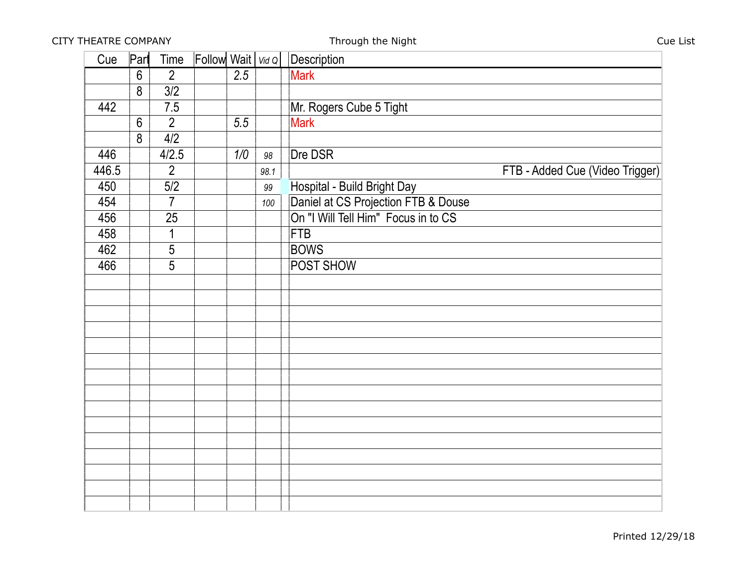| Cue | Part | Time | Follow | Wait | Vid Q | | Description |
|---|---|---|---|---|---|---|---|
| | 6 | 2 | | 2.5 | | | Mark |
| | 8 | 3/2 | | | | | |
| 442 | | 7.5 | | | | | Mr. Rogers Cube 5 Tight |
| | 6 | 2 | | 5.5 | | | Mark |
| | 8 | 4/2 | | | | | |
| 446 | | 4/2.5 | | 1/0 | 98 | | Dre DSR |
| 446.5 | | 2 | | | 98.1 | | FTB - Added Cue (Video Trigger) |
| 450 | | 5/2 | | | 99 | | Hospital - Build Bright Day |
| 454 | | 7 | | | 100 | | Daniel at CS Projection FTB & Douse |
| 456 | | 25 | | | | | On "I Will Tell Him" Focus in to CS |
| 458 | | 1 | | | | | FTB |
| 462 | | 5 | | | | | BOWS |
| 466 | | 5 | | | | | POST SHOW |